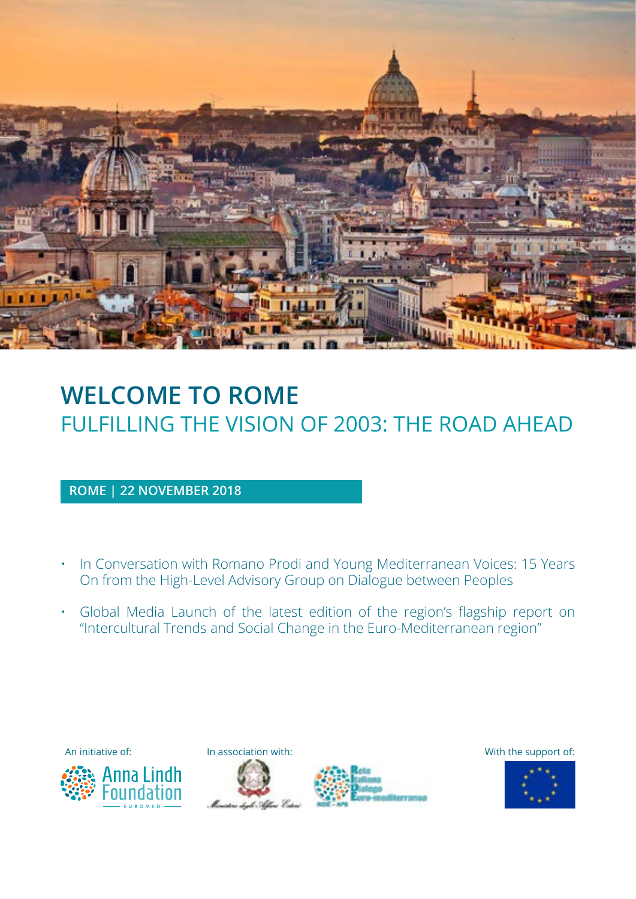# WELCOME TO ROME

## FULFILLING THE VISION OF 2003: THE ROAD AHEAD

**ROME | 22 NOVEMBER 2018**

- In Conversation with Romano Prodi and Young Mediterranean Voices: 15 Years On from the High-Level Advisory Group on Dialogue between Peoples
- Global Media Launch of the latest edition of the region's flagship report on "Intercultural Trends and Social Change in the Euro-Mediterranean region"

An initiative of: Anna Lindh Foundation EUROMED

In association with: Ministero degli Affari Esteri; Rete Italiana Dialogo Euro-mediterraneo RIDE - APS

With the support of: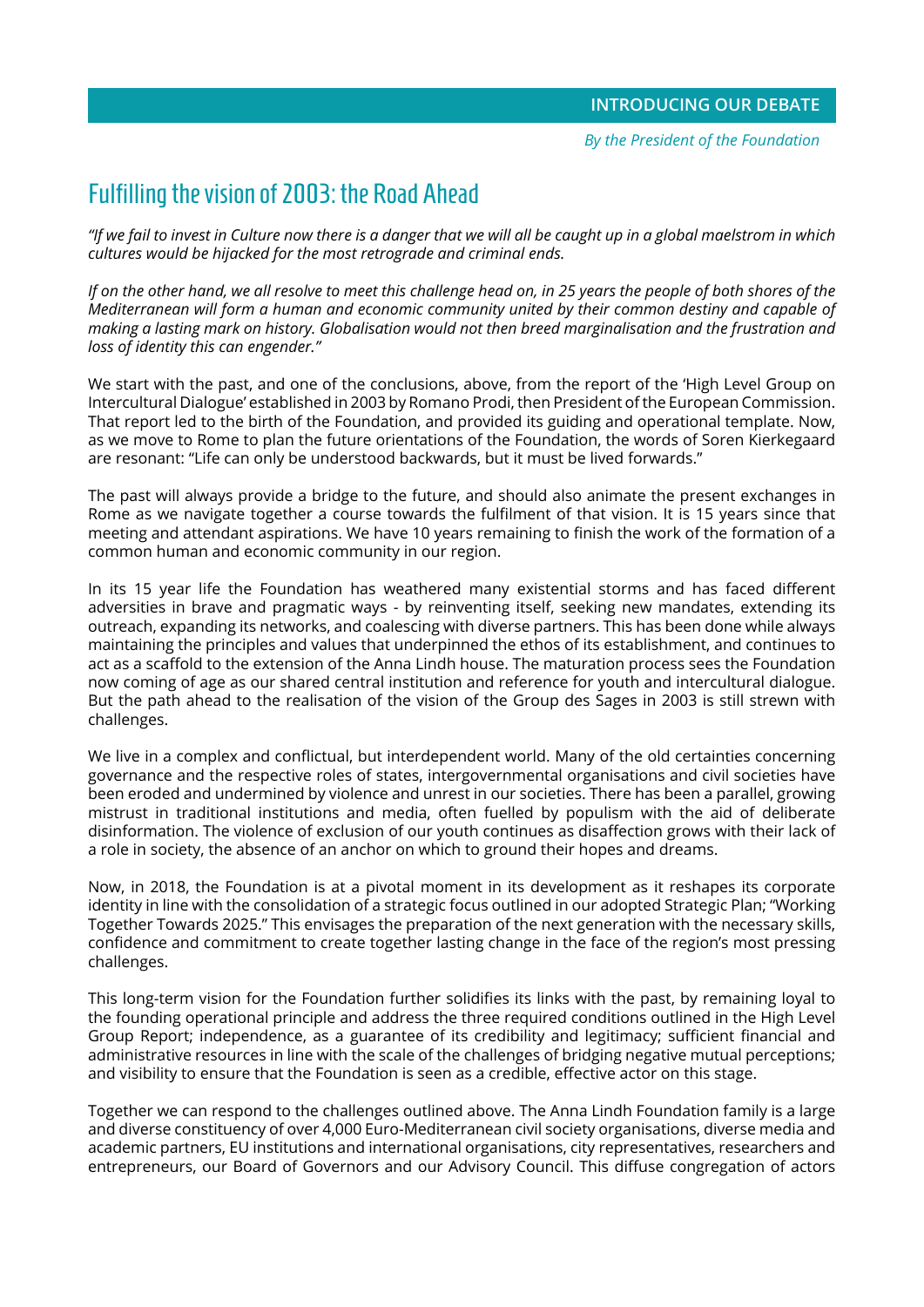**INTRODUCING OUR DEBATE**

*By the President of the Foundation*

# Fulfilling the vision of 2003: the Road Ahead

*"If we fail to invest in Culture now there is a danger that we will all be caught up in a global maelstrom in which cultures would be hijacked for the most retrograde and criminal ends.*

*If on the other hand, we all resolve to meet this challenge head on, in 25 years the people of both shores of the Mediterranean will form a human and economic community united by their common destiny and capable of making a lasting mark on history. Globalisation would not then breed marginalisation and the frustration and loss of identity this can engender."*

We start with the past, and one of the conclusions, above, from the report of the 'High Level Group on Intercultural Dialogue' established in 2003 by Romano Prodi, then President of the European Commission. That report led to the birth of the Foundation, and provided its guiding and operational template. Now, as we move to Rome to plan the future orientations of the Foundation, the words of Soren Kierkegaard are resonant: "Life can only be understood backwards, but it must be lived forwards."

The past will always provide a bridge to the future, and should also animate the present exchanges in Rome as we navigate together a course towards the fulfilment of that vision. It is 15 years since that meeting and attendant aspirations. We have 10 years remaining to finish the work of the formation of a common human and economic community in our region.

In its 15 year life the Foundation has weathered many existential storms and has faced different adversities in brave and pragmatic ways - by reinventing itself, seeking new mandates, extending its outreach, expanding its networks, and coalescing with diverse partners. This has been done while always maintaining the principles and values that underpinned the ethos of its establishment, and continues to act as a scaffold to the extension of the Anna Lindh house. The maturation process sees the Foundation now coming of age as our shared central institution and reference for youth and intercultural dialogue. But the path ahead to the realisation of the vision of the Group des Sages in 2003 is still strewn with challenges.

We live in a complex and conflictual, but interdependent world. Many of the old certainties concerning governance and the respective roles of states, intergovernmental organisations and civil societies have been eroded and undermined by violence and unrest in our societies. There has been a parallel, growing mistrust in traditional institutions and media, often fuelled by populism with the aid of deliberate disinformation. The violence of exclusion of our youth continues as disaffection grows with their lack of a role in society, the absence of an anchor on which to ground their hopes and dreams.

Now, in 2018, the Foundation is at a pivotal moment in its development as it reshapes its corporate identity in line with the consolidation of a strategic focus outlined in our adopted Strategic Plan; "Working Together Towards 2025." This envisages the preparation of the next generation with the necessary skills, confidence and commitment to create together lasting change in the face of the region's most pressing challenges.

This long-term vision for the Foundation further solidifies its links with the past, by remaining loyal to the founding operational principle and address the three required conditions outlined in the High Level Group Report; independence, as a guarantee of its credibility and legitimacy; sufficient financial and administrative resources in line with the scale of the challenges of bridging negative mutual perceptions; and visibility to ensure that the Foundation is seen as a credible, effective actor on this stage.

Together we can respond to the challenges outlined above. The Anna Lindh Foundation family is a large and diverse constituency of over 4,000 Euro-Mediterranean civil society organisations, diverse media and academic partners, EU institutions and international organisations, city representatives, researchers and entrepreneurs, our Board of Governors and our Advisory Council. This diffuse congregation of actors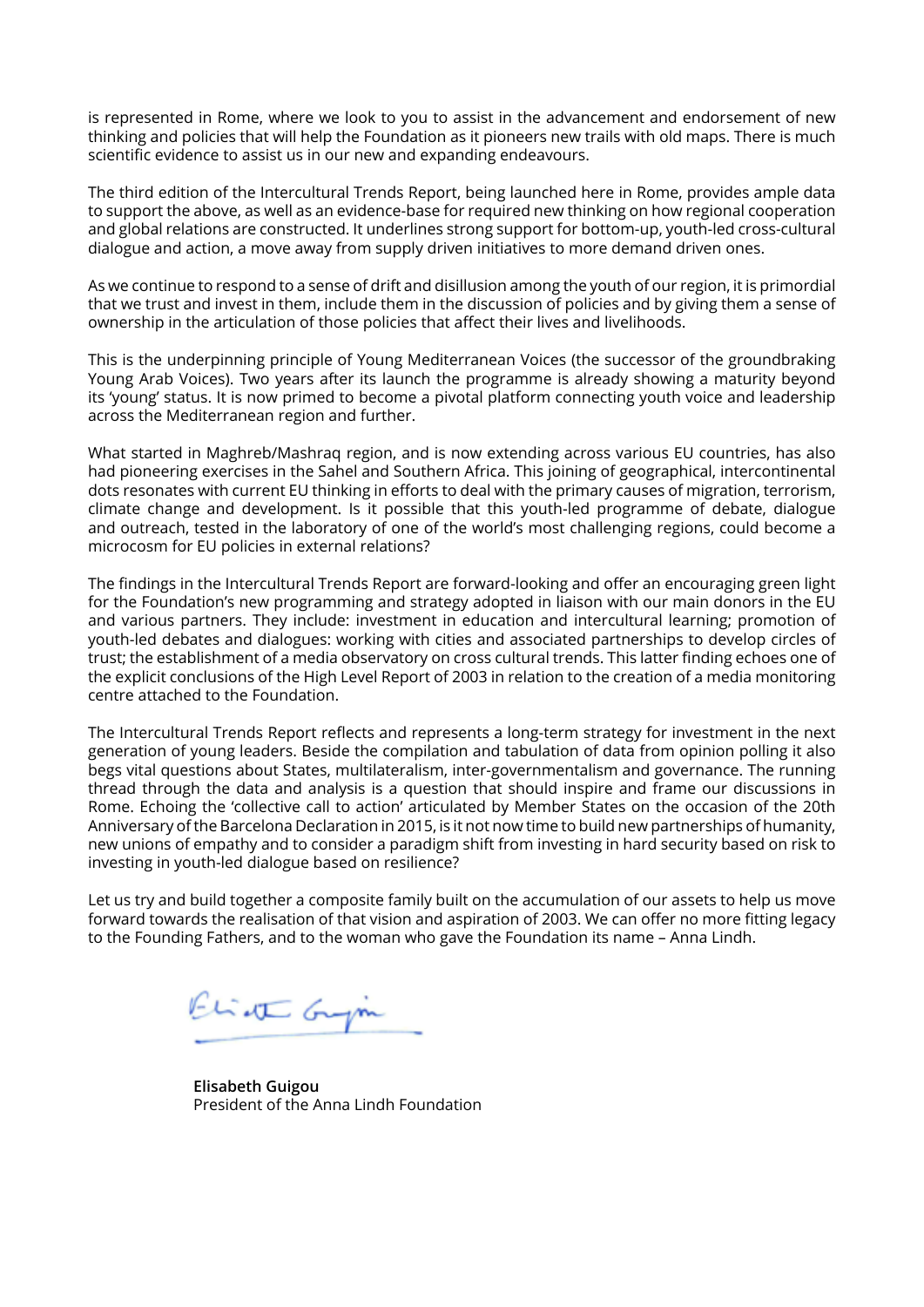is represented in Rome, where we look to you to assist in the advancement and endorsement of new thinking and policies that will help the Foundation as it pioneers new trails with old maps. There is much scientific evidence to assist us in our new and expanding endeavours.

The third edition of the Intercultural Trends Report, being launched here in Rome, provides ample data to support the above, as well as an evidence-base for required new thinking on how regional cooperation and global relations are constructed. It underlines strong support for bottom-up, youth-led cross-cultural dialogue and action, a move away from supply driven initiatives to more demand driven ones.

As we continue to respond to a sense of drift and disillusion among the youth of our region, it is primordial that we trust and invest in them, include them in the discussion of policies and by giving them a sense of ownership in the articulation of those policies that affect their lives and livelihoods.

This is the underpinning principle of Young Mediterranean Voices (the successor of the groundbraking Young Arab Voices). Two years after its launch the programme is already showing a maturity beyond its 'young' status. It is now primed to become a pivotal platform connecting youth voice and leadership across the Mediterranean region and further.

What started in Maghreb/Mashraq region, and is now extending across various EU countries, has also had pioneering exercises in the Sahel and Southern Africa. This joining of geographical, intercontinental dots resonates with current EU thinking in efforts to deal with the primary causes of migration, terrorism, climate change and development. Is it possible that this youth-led programme of debate, dialogue and outreach, tested in the laboratory of one of the world's most challenging regions, could become a microcosm for EU policies in external relations?

The findings in the Intercultural Trends Report are forward-looking and offer an encouraging green light for the Foundation's new programming and strategy adopted in liaison with our main donors in the EU and various partners. They include: investment in education and intercultural learning; promotion of youth-led debates and dialogues: working with cities and associated partnerships to develop circles of trust; the establishment of a media observatory on cross cultural trends. This latter finding echoes one of the explicit conclusions of the High Level Report of 2003 in relation to the creation of a media monitoring centre attached to the Foundation.

The Intercultural Trends Report reflects and represents a long-term strategy for investment in the next generation of young leaders. Beside the compilation and tabulation of data from opinion polling it also begs vital questions about States, multilateralism, inter-governmentalism and governance. The running thread through the data and analysis is a question that should inspire and frame our discussions in Rome. Echoing the 'collective call to action' articulated by Member States on the occasion of the 20th Anniversary of the Barcelona Declaration in 2015, is it not now time to build new partnerships of humanity, new unions of empathy and to consider a paradigm shift from investing in hard security based on risk to investing in youth-led dialogue based on resilience?

Let us try and build together a composite family built on the accumulation of our assets to help us move forward towards the realisation of that vision and aspiration of 2003. We can offer no more fitting legacy to the Founding Fathers, and to the woman who gave the Foundation its name – Anna Lindh.

**Elisabeth Guigou**
President of the Anna Lindh Foundation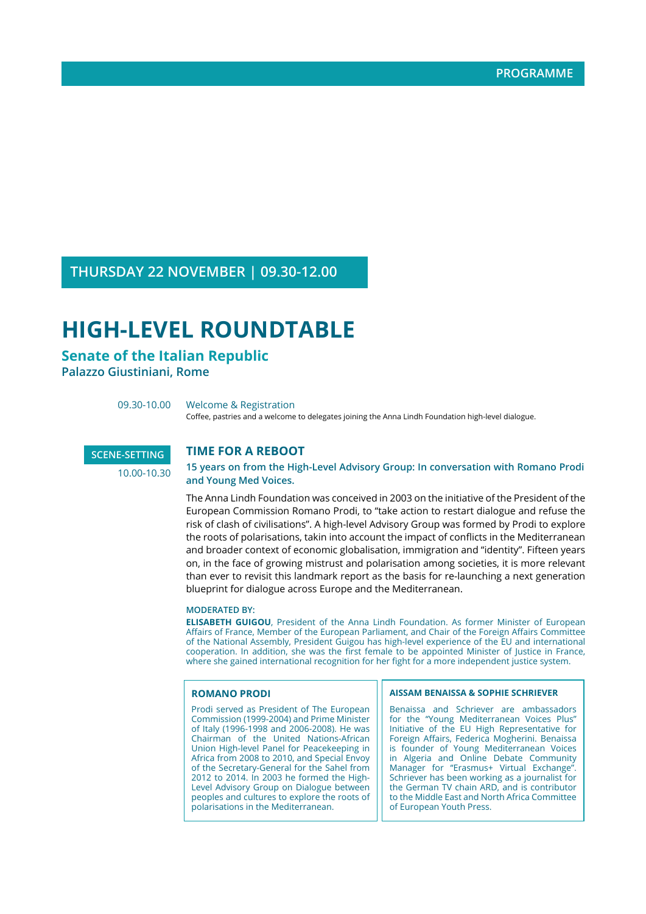PROGRAMME

## THURSDAY 22 NOVEMBER | 09.30-12.00

# HIGH-LEVEL ROUNDTABLE

### Senate of the Italian Republic

**Palazzo Giustiniani, Rome**

09.30-10.00 Welcome & Registration

Coffee, pastries and a welcome to delegates joining the Anna Lindh Foundation high-level dialogue.

SCENE-SETTING

10.00-10.30

## TIME FOR A REBOOT

**15 years on from the High-Level Advisory Group: In conversation with Romano Prodi and Young Med Voices.**

The Anna Lindh Foundation was conceived in 2003 on the initiative of the President of the European Commission Romano Prodi, to "take action to restart dialogue and refuse the risk of clash of civilisations". A high-level Advisory Group was formed by Prodi to explore the roots of polarisations, takin into account the impact of conflicts in the Mediterranean and broader context of economic globalisation, immigration and "identity". Fifteen years on, in the face of growing mistrust and polarisation among societies, it is more relevant than ever to revisit this landmark report as the basis for re-launching a next generation blueprint for dialogue across Europe and the Mediterranean.

MODERATED BY:

**ELISABETH GUIGOU**, President of the Anna Lindh Foundation. As former Minister of European Affairs of France, Member of the European Parliament, and Chair of the Foreign Affairs Committee of the National Assembly, President Guigou has high-level experience of the EU and international cooperation. In addition, she was the first female to be appointed Minister of Justice in France, where she gained international recognition for her fight for a more independent justice system.

**ROMANO PRODI**

Prodi served as President of The European Commission (1999-2004) and Prime Minister of Italy (1996-1998 and 2006-2008). He was Chairman of the United Nations-African Union High-level Panel for Peacekeeping in Africa from 2008 to 2010, and Special Envoy of the Secretary-General for the Sahel from 2012 to 2014. In 2003 he formed the High-Level Advisory Group on Dialogue between peoples and cultures to explore the roots of polarisations in the Mediterranean.

**AISSAM BENAISSA & SOPHIE SCHRIEVER**

Benaissa and Schriever are ambassadors for the "Young Mediterranean Voices Plus" Initiative of the EU High Representative for Foreign Affairs, Federica Mogherini. Benaissa is founder of Young Mediterranean Voices in Algeria and Online Debate Community Manager for "Erasmus+ Virtual Exchange". Schriever has been working as a journalist for the German TV chain ARD, and is contributor to the Middle East and North Africa Committee of European Youth Press.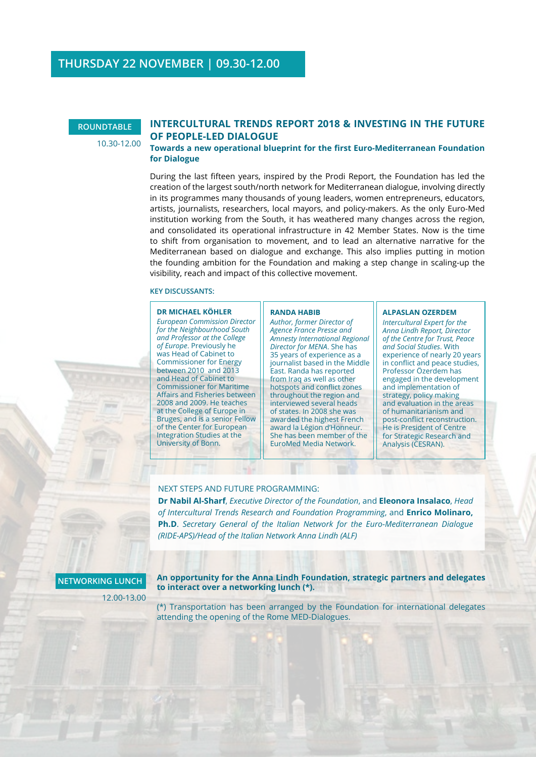## THURSDAY 22 NOVEMBER | 09.30-12.00

**ROUNDTABLE**

10.30-12.00

### INTERCULTURAL TRENDS REPORT 2018 & INVESTING IN THE FUTURE OF PEOPLE-LED DIALOGUE

**Towards a new operational blueprint for the first Euro-Mediterranean Foundation for Dialogue**

During the last fifteen years, inspired by the Prodi Report, the Foundation has led the creation of the largest south/north network for Mediterranean dialogue, involving directly in its programmes many thousands of young leaders, women entrepreneurs, educators, artists, journalists, researchers, local mayors, and policy-makers. As the only Euro-Med institution working from the South, it has weathered many changes across the region, and consolidated its operational infrastructure in 42 Member States. Now is the time to shift from organisation to movement, and to lead an alternative narrative for the Mediterranean based on dialogue and exchange. This also implies putting in motion the founding ambition for the Foundation and making a step change in scaling-up the visibility, reach and impact of this collective movement.

**KEY DISCUSSANTS:**

**DR MICHAEL KÖHLER**
*European Commission Director for the Neighbourhood South and Professor at the College of Europe*. Previously he was Head of Cabinet to Commissioner for Energy between 2010 and 2013 and Head of Cabinet to Commissioner for Maritime Affairs and Fisheries between 2008 and 2009. He teaches at the College of Europe in Bruges, and is a senior Fellow of the Center for European Integration Studies at the University of Bonn.

**RANDA HABIB**
*Author, former Director of Agence France Presse and Amnesty International Regional Director for MENA*. She has 35 years of experience as a journalist based in the Middle East. Randa has reported from Iraq as well as other hotspots and conflict zones throughout the region and interviewed several heads of states. In 2008 she was awarded the highest French award la Légion d'Honneur. She has been member of the EuroMed Media Network.

**ALPASLAN OZERDEM**
*Intercultural Expert for the Anna Lindh Report, Director of the Centre for Trust, Peace and Social Studies*. With experience of nearly 20 years in conflict and peace studies, Professor Özerdem has engaged in the development and implementation of strategy, policy making and evaluation in the areas of humanitarianism and post-conflict reconstruction. He is President of Centre for Strategic Research and Analysis (CESRAN).

NEXT STEPS AND FUTURE PROGRAMMING:

**Dr Nabil Al-Sharf**, *Executive Director of the Foundation*, and **Eleonora Insalaco**, *Head of Intercultural Trends Research and Foundation Programming*, and **Enrico Molinaro, Ph.D**. *Secretary General of the Italian Network for the Euro-Mediterranean Dialogue (RIDE-APS)/Head of the Italian Network Anna Lindh (ALF)*

**NETWORKING LUNCH**

12.00-13.00

**An opportunity for the Anna Lindh Foundation, strategic partners and delegates to interact over a networking lunch (*).**

(*) Transportation has been arranged by the Foundation for international delegates attending the opening of the Rome MED-Dialogues.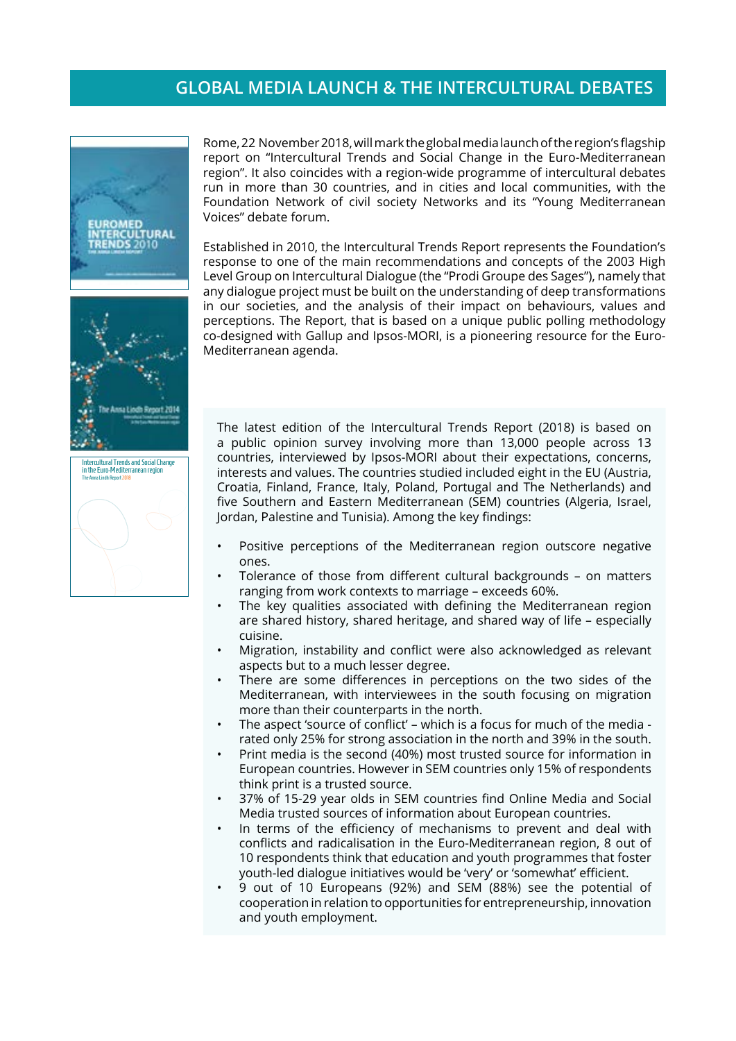## GLOBAL MEDIA LAUNCH & THE INTERCULTURAL DEBATES

Rome, 22 November 2018, will mark the global media launch of the region's flagship report on "Intercultural Trends and Social Change in the Euro-Mediterranean region". It also coincides with a region-wide programme of intercultural debates run in more than 30 countries, and in cities and local communities, with the Foundation Network of civil society Networks and its "Young Mediterranean Voices" debate forum.

Established in 2010, the Intercultural Trends Report represents the Foundation's response to one of the main recommendations and concepts of the 2003 High Level Group on Intercultural Dialogue (the "Prodi Groupe des Sages"), namely that any dialogue project must be built on the understanding of deep transformations in our societies, and the analysis of their impact on behaviours, values and perceptions. The Report, that is based on a unique public polling methodology co-designed with Gallup and Ipsos-MORI, is a pioneering resource for the Euro-Mediterranean agenda.

The latest edition of the Intercultural Trends Report (2018) is based on a public opinion survey involving more than 13,000 people across 13 countries, interviewed by Ipsos-MORI about their expectations, concerns, interests and values. The countries studied included eight in the EU (Austria, Croatia, Finland, France, Italy, Poland, Portugal and The Netherlands) and five Southern and Eastern Mediterranean (SEM) countries (Algeria, Israel, Jordan, Palestine and Tunisia). Among the key findings:

- Positive perceptions of the Mediterranean region outscore negative ones.
- Tolerance of those from different cultural backgrounds – on matters ranging from work contexts to marriage – exceeds 60%.
- The key qualities associated with defining the Mediterranean region are shared history, shared heritage, and shared way of life – especially cuisine.
- Migration, instability and conflict were also acknowledged as relevant aspects but to a much lesser degree.
- There are some differences in perceptions on the two sides of the Mediterranean, with interviewees in the south focusing on migration more than their counterparts in the north.
- The aspect 'source of conflict' – which is a focus for much of the media - rated only 25% for strong association in the north and 39% in the south.
- Print media is the second (40%) most trusted source for information in European countries. However in SEM countries only 15% of respondents think print is a trusted source.
- 37% of 15-29 year olds in SEM countries find Online Media and Social Media trusted sources of information about European countries.
- In terms of the efficiency of mechanisms to prevent and deal with conflicts and radicalisation in the Euro-Mediterranean region, 8 out of 10 respondents think that education and youth programmes that foster youth-led dialogue initiatives would be 'very' or 'somewhat' efficient.
- 9 out of 10 Europeans (92%) and SEM (88%) see the potential of cooperation in relation to opportunities for entrepreneurship, innovation and youth employment.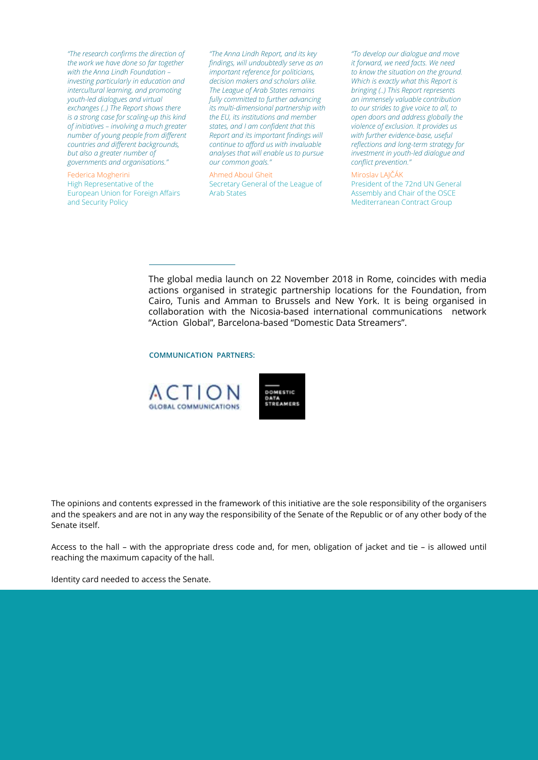*"The research confirms the direction of the work we have done so far together with the Anna Lindh Foundation – investing particularly in education and intercultural learning, and promoting youth-led dialogues and virtual exchanges (..) The Report shows there is a strong case for scaling-up this kind of initiatives – involving a much greater number of young people from different countries and different backgrounds, but also a greater number of governments and organisations."*

Federica Mogherini
High Representative of the European Union for Foreign Affairs and Security Policy

*"The Anna Lindh Report, and its key findings, will undoubtedly serve as an important reference for politicians, decision makers and scholars alike. The League of Arab States remains fully committed to further advancing its multi-dimensional partnership with the EU, its institutions and member states, and I am confident that this Report and its important findings will continue to afford us with invaluable analyses that will enable us to pursue our common goals."*

Ahmed Aboul Gheit
Secretary General of the League of Arab States

*"To develop our dialogue and move it forward, we need facts. We need to know the situation on the ground. Which is exactly what this Report is bringing (..) This Report represents an immensely valuable contribution to our strides to give voice to all, to open doors and address globally the violence of exclusion. It provides us with further evidence-base, useful reflections and long-term strategy for investment in youth-led dialogue and conflict prevention."*

Miroslav LAJČÁK
President of the 72nd UN General Assembly and Chair of the OSCE Mediterranean Contract Group

---

The global media launch on 22 November 2018 in Rome, coincides with media actions organised in strategic partnership locations for the Foundation, from Cairo, Tunis and Amman to Brussels and New York. It is being organised in collaboration with the Nicosia-based international communications network "Action Global", Barcelona-based "Domestic Data Streamers".

**COMMUNICATION PARTNERS:**

ACTION GLOBAL COMMUNICATIONS

DOMESTIC DATA STREAMERS

The opinions and contents expressed in the framework of this initiative are the sole responsibility of the organisers and the speakers and are not in any way the responsibility of the Senate of the Republic or of any other body of the Senate itself.

Access to the hall – with the appropriate dress code and, for men, obligation of jacket and tie – is allowed until reaching the maximum capacity of the hall.

Identity card needed to access the Senate.